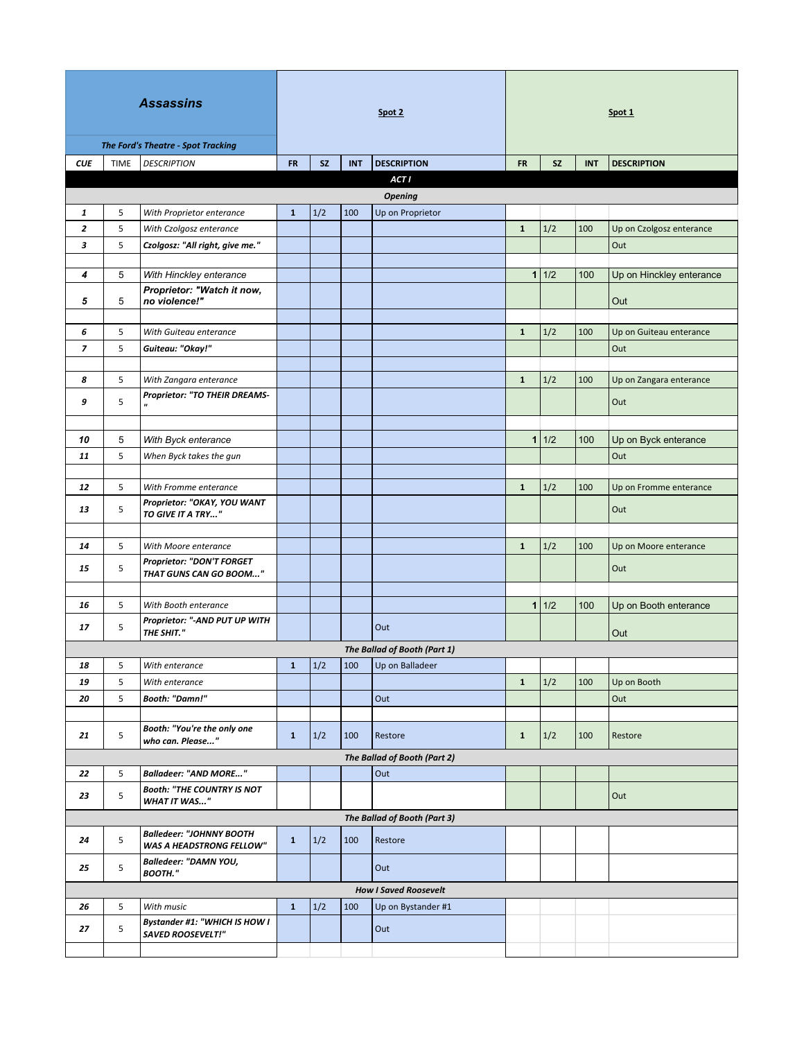| **Assassins** *The Ford's Theatre - Spot Tracking* | | | Spot 2 | | | | Spot 1 | | | |
|---|---|---|---|---|---|---|---|---|---|---|
| **CUE** | TIME | *DESCRIPTION* | **FR** | **SZ** | **INT** | **DESCRIPTION** | **FR** | **SZ** | **INT** | **DESCRIPTION** |
| | | | | | | ***ACT I*** | | | | |
| | | | | | | ***Opening*** | | | | |
| 1 | 5 | *With Proprietor enterance* | 1 | 1/2 | 100 | Up on Proprietor | | | | |
| 2 | 5 | *With Czolgosz enterance* | | | | | 1 | 1/2 | 100 | Up on Czolgosz enterance |
| 3 | 5 | ***Czolgosz: "All right, give me."*** | | | | | | | | Out |
| | | | | | | | | | | |
| 4 | 5 | *With Hinckley enterance* | | | | | 1 | 1/2 | 100 | Up on Hinckley enterance |
| 5 | 5 | ***Proprietor: "Watch it now, no violence!"*** | | | | | | | | Out |
| | | | | | | | | | | |
| 6 | 5 | *With Guiteau enterance* | | | | | 1 | 1/2 | 100 | Up on Guiteau enterance |
| 7 | 5 | ***Guiteau: "Okay!"*** | | | | | | | | Out |
| | | | | | | | | | | |
| 8 | 5 | *With Zangara enterance* | | | | | 1 | 1/2 | 100 | Up on Zangara enterance |
| 9 | 5 | ***Proprietor: "TO THEIR DREAMS-"*** | | | | | | | | Out |
| | | | | | | | | | | |
| 10 | 5 | *With Byck enterance* | | | | | 1 | 1/2 | 100 | Up on Byck enterance |
| 11 | 5 | *When Byck takes the gun* | | | | | | | | Out |
| | | | | | | | | | | |
| 12 | 5 | *With Fromme enterance* | | | | | 1 | 1/2 | 100 | Up on Fromme enterance |
| 13 | 5 | ***Proprietor: "OKAY, YOU WANT TO GIVE IT A TRY..."*** | | | | | | | | Out |
| | | | | | | | | | | |
| 14 | 5 | *With Moore enterance* | | | | | 1 | 1/2 | 100 | Up on Moore enterance |
| 15 | 5 | ***Proprietor: "DON'T FORGET THAT GUNS CAN GO BOOM..."*** | | | | | | | | Out |
| | | | | | | | | | | |
| 16 | 5 | *With Booth enterance* | | | | | 1 | 1/2 | 100 | Up on Booth enterance |
| 17 | 5 | ***Proprietor: "-AND PUT UP WITH THE SHIT."*** | | | | Out | | | | Out |
| | | | | | | ***The Ballad of Booth (Part 1)*** | | | | |
| 18 | 5 | *With enterance* | 1 | 1/2 | 100 | Up on Balladeer | | | | |
| 19 | 5 | *With enterance* | | | | | 1 | 1/2 | 100 | Up on Booth |
| 20 | 5 | ***Booth: "Damn!"*** | | | | Out | | | | Out |
| | | | | | | | | | | |
| 21 | 5 | ***Booth: "You're the only one who can. Please..."*** | 1 | 1/2 | 100 | Restore | 1 | 1/2 | 100 | Restore |
| | | | | | | ***The Ballad of Booth (Part 2)*** | | | | |
| 22 | 5 | ***Balladeer: "AND MORE..."*** | | | | Out | | | | |
| 23 | 5 | ***Booth: "THE COUNTRY IS NOT WHAT IT WAS..."*** | | | | | | | | Out |
| | | | | | | ***The Ballad of Booth (Part 3)*** | | | | |
| 24 | 5 | ***Balledeer: "JOHNNY BOOTH WAS A HEADSTRONG FELLOW"*** | 1 | 1/2 | 100 | Restore | | | | |
| 25 | 5 | ***Balledeer: "DAMN YOU, BOOTH."*** | | | | Out | | | | |
| | | | | | | ***How I Saved Roosevelt*** | | | | |
| 26 | 5 | *With music* | 1 | 1/2 | 100 | Up on Bystander #1 | | | | |
| 27 | 5 | ***Bystander #1: "WHICH IS HOW I SAVED ROOSEVELT!"*** | | | | Out | | | | |
| | | | | | | | | | | |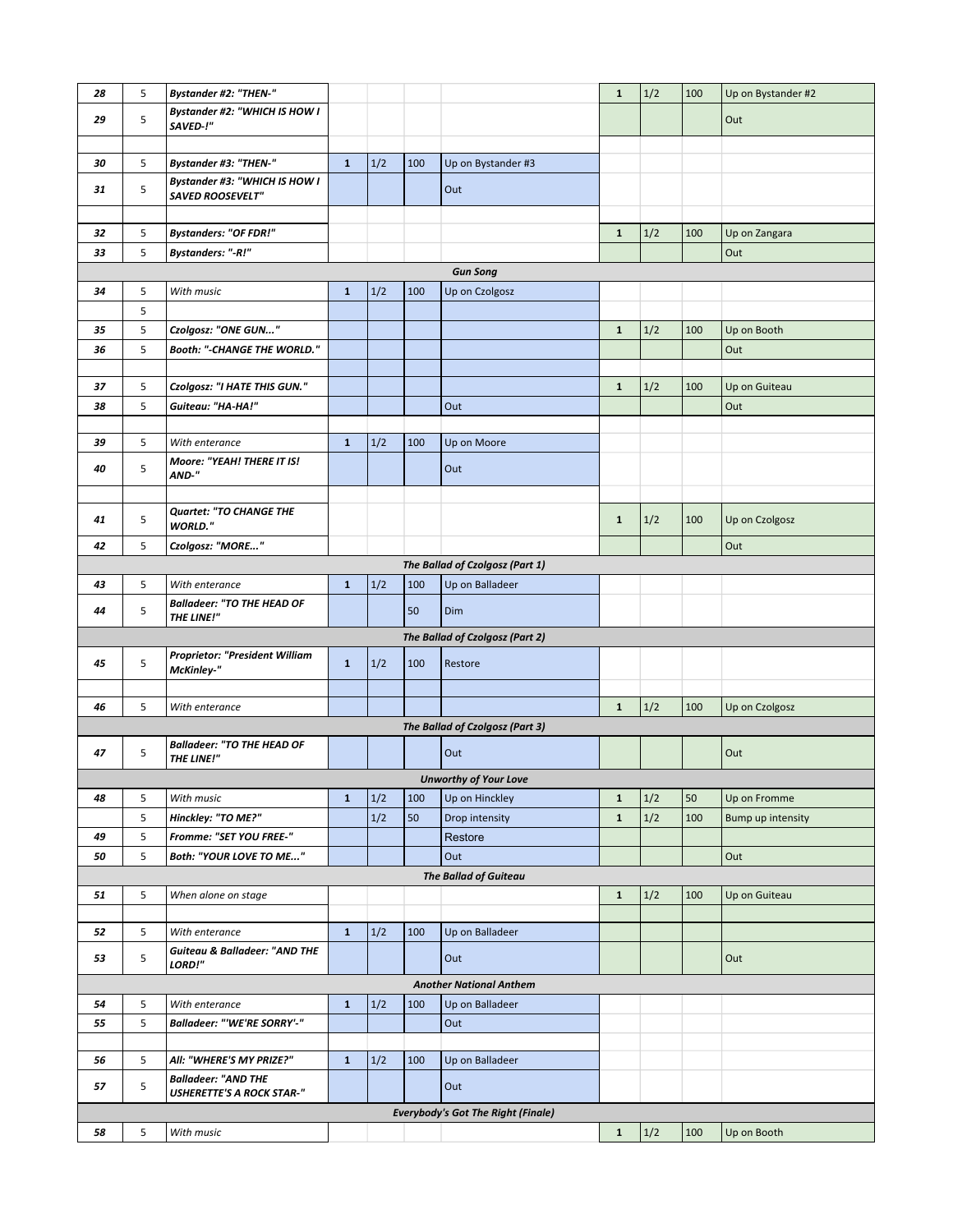| | | | | | | | | | | | |
|---|---|---|---|---|---|---|---|---|---|---|---|
| **28** | 5 | ***Bystander #2: "THEN-"*** | | | | | **1** | 1/2 | 100 | Up on Bystander #2 |
| **29** | 5 | ***Bystander #2: "WHICH IS HOW I SAVED-!"*** | | | | | | | | Out |
| | | | | | | | | | | |
| **30** | 5 | ***Bystander #3: "THEN-"*** | **1** | 1/2 | 100 | Up on Bystander #3 | | | | |
| **31** | 5 | ***Bystander #3: "WHICH IS HOW I SAVED ROOSEVELT"*** | | | | Out | | | | |
| | | | | | | | | | | |
| **32** | 5 | ***Bystanders: "OF FDR!"*** | | | | | **1** | 1/2 | 100 | Up on Zangara |
| **33** | 5 | ***Bystanders: "-R!"*** | | | | | | | | Out |
| | | | | | | ***Gun Song*** | | | | |
| **34** | 5 | *With music* | **1** | 1/2 | 100 | Up on Czolgosz | | | | |
| | 5 | | | | | | | | | |
| **35** | 5 | ***Czolgosz: "ONE GUN..."*** | | | | | **1** | 1/2 | 100 | Up on Booth |
| **36** | 5 | ***Booth: "-CHANGE THE WORLD."*** | | | | | | | | Out |
| | | | | | | | | | | |
| **37** | 5 | ***Czolgosz: "I HATE THIS GUN."*** | | | | | **1** | 1/2 | 100 | Up on Guiteau |
| **38** | 5 | ***Guiteau: "HA-HA!"*** | | | | Out | | | | Out |
| | | | | | | | | | | |
| **39** | 5 | *With enterance* | **1** | 1/2 | 100 | Up on Moore | | | | |
| **40** | 5 | ***Moore: "YEAH! THERE IT IS! AND-"*** | | | | Out | | | | |
| | | | | | | | | | | |
| **41** | 5 | ***Quartet: "TO CHANGE THE WORLD."*** | | | | | **1** | 1/2 | 100 | Up on Czolgosz |
| **42** | 5 | ***Czolgosz: "MORE..."*** | | | | | | | | Out |
| | | | | | | ***The Ballad of Czolgosz (Part 1)*** | | | | |
| **43** | 5 | *With enterance* | **1** | 1/2 | 100 | Up on Balladeer | | | | |
| **44** | 5 | ***Balladeer: "TO THE HEAD OF THE LINE!"*** | | | 50 | Dim | | | | |
| | | | | | | ***The Ballad of Czolgosz (Part 2)*** | | | | |
| **45** | 5 | ***Proprietor: "President William McKinley-"*** | **1** | 1/2 | 100 | Restore | | | | |
| | | | | | | | | | | |
| **46** | 5 | *With enterance* | | | | | **1** | 1/2 | 100 | Up on Czolgosz |
| | | | | | | ***The Ballad of Czolgosz (Part 3)*** | | | | |
| **47** | 5 | ***Balladeer: "TO THE HEAD OF THE LINE!"*** | | | | Out | | | | Out |
| | | | | | | ***Unworthy of Your Love*** | | | | |
| **48** | 5 | *With music* | **1** | 1/2 | 100 | Up on Hinckley | **1** | 1/2 | 50 | Up on Fromme |
| | 5 | ***Hinckley: "TO ME?"*** | | 1/2 | 50 | Drop intensity | **1** | 1/2 | 100 | Bump up intensity |
| **49** | 5 | ***Fromme: "SET YOU FREE-"*** | | | | Restore | | | | |
| **50** | 5 | ***Both: "YOUR LOVE TO ME..."*** | | | | Out | | | | Out |
| | | | | | | ***The Ballad of Guiteau*** | | | | |
| **51** | 5 | *When alone on stage* | | | | | **1** | 1/2 | 100 | Up on Guiteau |
| | | | | | | | | | | |
| **52** | 5 | *With enterance* | **1** | 1/2 | 100 | Up on Balladeer | | | | |
| **53** | 5 | ***Guiteau & Balladeer: "AND THE LORD!"*** | | | | Out | | | | Out |
| | | | | | | ***Another National Anthem*** | | | | |
| **54** | 5 | *With enterance* | **1** | 1/2 | 100 | Up on Balladeer | | | | |
| **55** | 5 | ***Balladeer: "'WE'RE SORRY'-"*** | | | | Out | | | | |
| | | | | | | | | | | |
| **56** | 5 | ***All: "WHERE'S MY PRIZE?"*** | **1** | 1/2 | 100 | Up on Balladeer | | | | |
| **57** | 5 | ***Balladeer: "AND THE USHERETTE'S A ROCK STAR-"*** | | | | Out | | | | |
| | | | | | | ***Everybody's Got The Right (Finale)*** | | | | |
| **58** | 5 | *With music* | | | | | **1** | 1/2 | 100 | Up on Booth |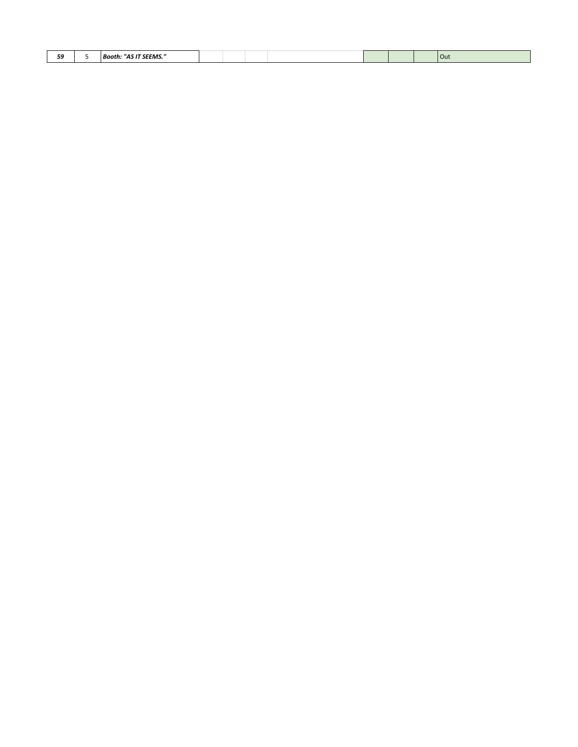| | | | | | | | | | | |
|---|---|---|---|---|---|---|---|---|---|---|
| ***59*** | 5 | ***Booth: "AS IT SEEMS."*** | | | | | | | | Out |